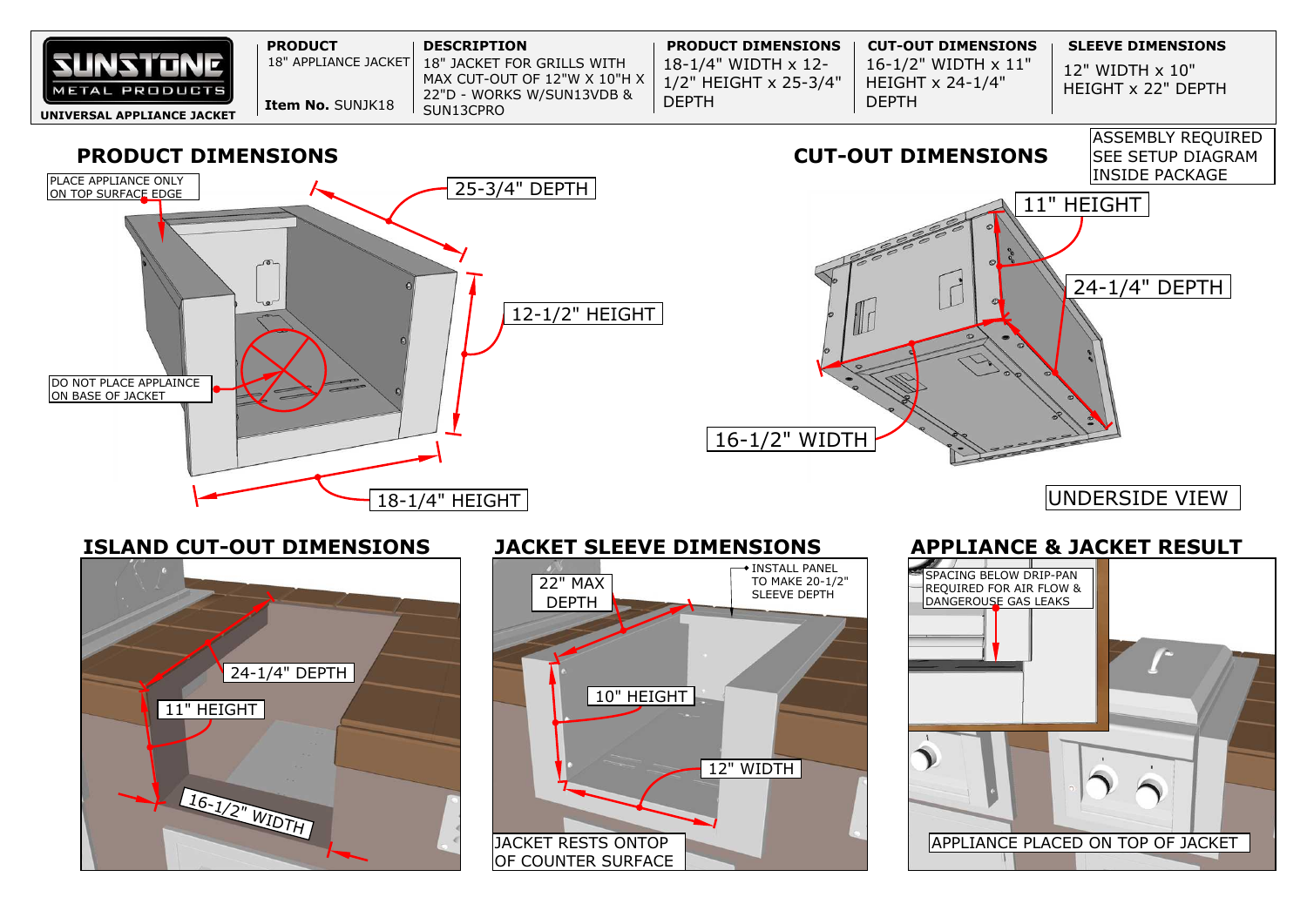**SUNSTONE** METAL PRODUCTS

**UNIVERSAL APPLIANCE JACKET**

| PRODUCT | DESCRIPTION | PRODUCT DIMENSIONS | CUT-OUT DIMENSIONS | SLEEVE DIMENSIONS |
|---|---|---|---|---|
| 18" APPLIANCE JACKET<br>**Item No.** SUNJK18 | 18" JACKET FOR GRILLS WITH MAX CUT-OUT OF 12"W X 10"H X 22"D - WORKS W/SUN13VDB & SUN13CPRO | 18-1/4" WIDTH x 12-1/2" HEIGHT x 25-3/4" DEPTH | 16-1/2" WIDTH x 11" HEIGHT x 24-1/4" DEPTH | 12" WIDTH x 10" HEIGHT x 22" DEPTH |

## PRODUCT DIMENSIONS

PLACE APPLIANCE ONLY ON TOP SURFACE EDGE

25-3/4" DEPTH

12-1/2" HEIGHT

DO NOT PLACE APPLAINCE ON BASE OF JACKET

18-1/4" HEIGHT

## CUT-OUT DIMENSIONS

ASSEMBLY REQUIRED
SEE SETUP DIAGRAM
INSIDE PACKAGE

11" HEIGHT

24-1/4" DEPTH

16-1/2" WIDTH

UNDERSIDE VIEW

## ISLAND CUT-OUT DIMENSIONS

24-1/4" DEPTH

11" HEIGHT

16-1/2" WIDTH

## JACKET SLEEVE DIMENSIONS

22" MAX DEPTH

INSTALL PANEL TO MAKE 20-1/2" SLEEVE DEPTH

10" HEIGHT

12" WIDTH

JACKET RESTS ONTOP OF COUNTER SURFACE

## APPLIANCE & JACKET RESULT

SPACING BELOW DRIP-PAN REQUIRED FOR AIR FLOW & DANGEROUSE GAS LEAKS

APPLIANCE PLACED ON TOP OF JACKET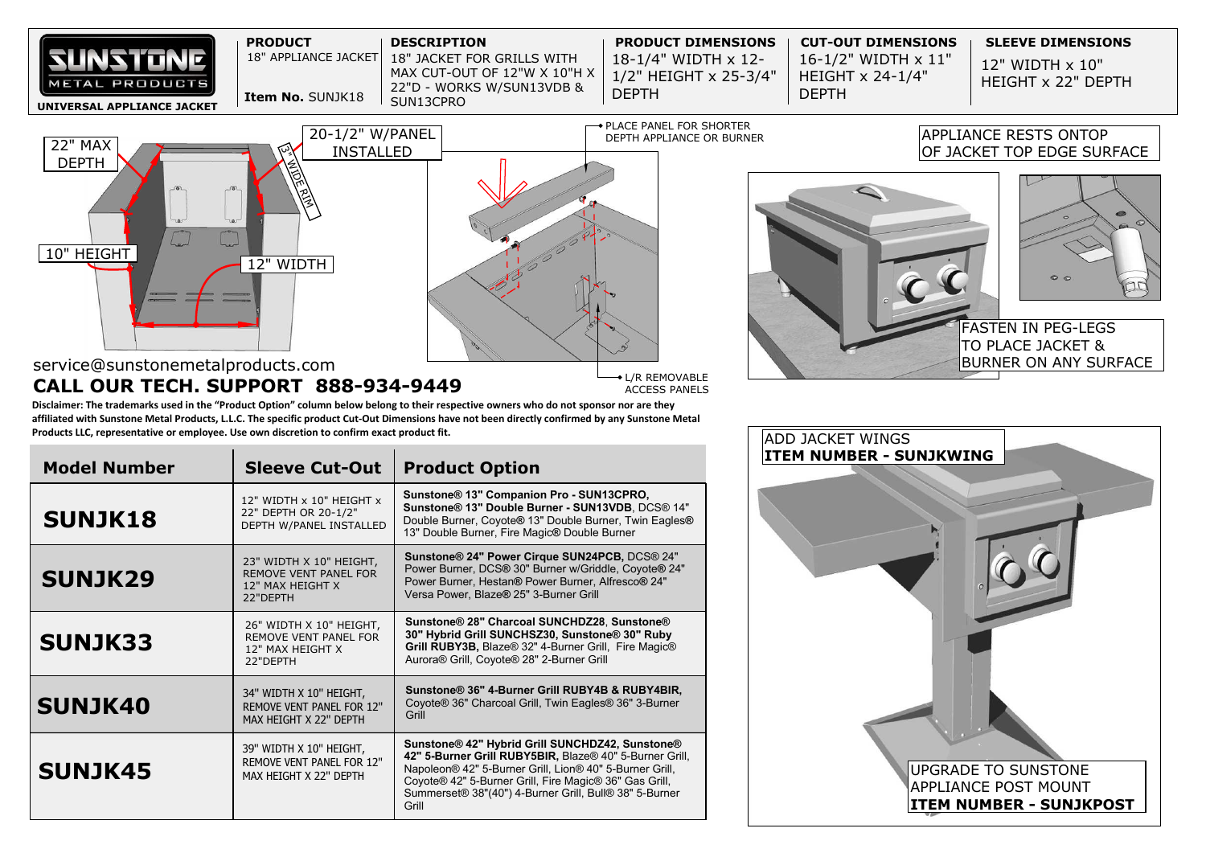**SUNSTONE METAL PRODUCTS**

**UNIVERSAL APPLIANCE JACKET**

| PRODUCT | DESCRIPTION | PRODUCT DIMENSIONS | CUT-OUT DIMENSIONS | SLEEVE DIMENSIONS |
|---|---|---|---|---|
| 18" APPLIANCE JACKET<br>**Item No.** SUNJK18 | 18" JACKET FOR GRILLS WITH MAX CUT-OUT OF 12"W X 10"H X 22"D - WORKS W/SUN13VDB & SUN13CPRO | 18-1/4" WIDTH x 12-1/2" HEIGHT x 25-3/4" DEPTH | 16-1/2" WIDTH x 11" HEIGHT x 24-1/4" DEPTH | 12" WIDTH x 10" HEIGHT x 22" DEPTH |

22" MAX DEPTH

3" WIDE RIM

20-1/2" W/PANEL INSTALLED

10" HEIGHT

12" WIDTH

PLACE PANEL FOR SHORTER DEPTH APPLIANCE OR BURNER

L/R REMOVABLE ACCESS PANELS

APPLIANCE RESTS ONTOP OF JACKET TOP EDGE SURFACE

FASTEN IN PEG-LEGS TO PLACE JACKET & BURNER ON ANY SURFACE

service@sunstonemetalproducts.com

**CALL OUR TECH. SUPPORT 888-934-9449**

**Disclaimer: The trademarks used in the "Product Option" column below belong to their respective owners who do not sponsor nor are they affiliated with Sunstone Metal Products, L.L.C. The specific product Cut-Out Dimensions have not been directly confirmed by any Sunstone Metal Products LLC, representative or employee. Use own discretion to confirm exact product fit.**

| Model Number | Sleeve Cut-Out | Product Option |
|---|---|---|
| **SUNJK18** | 12" WIDTH x 10" HEIGHT x 22" DEPTH OR 20-1/2" DEPTH W/PANEL INSTALLED | **Sunstone® 13" Companion Pro - SUN13CPRO, Sunstone® 13" Double Burner - SUN13VDB**, DCS® 14" Double Burner, Coyote® 13" Double Burner, Twin Eagles® 13" Double Burner, Fire Magic® Double Burner |
| **SUNJK29** | 23" WIDTH X 10" HEIGHT, REMOVE VENT PANEL FOR 12" MAX HEIGHT X 22"DEPTH | **Sunstone® 24" Power Cirque SUN24PCB,** DCS® 24" Power Burner, DCS® 30" Burner w/Griddle, Coyote® 24" Power Burner, Hestan® Power Burner, Alfresco® 24" Versa Power, Blaze® 25" 3-Burner Grill |
| **SUNJK33** | 26" WIDTH X 10" HEIGHT, REMOVE VENT PANEL FOR 12" MAX HEIGHT X 22"DEPTH | **Sunstone® 28" Charcoal SUNCHDZ28**, **Sunstone® 30" Hybrid Grill SUNCHSZ30, Sunstone® 30" Ruby Grill RUBY3B,** Blaze® 32" 4-Burner Grill, Fire Magic® Aurora® Grill, Coyote® 28" 2-Burner Grill |
| **SUNJK40** | 34" WIDTH X 10" HEIGHT, REMOVE VENT PANEL FOR 12" MAX HEIGHT X 22" DEPTH | **Sunstone® 36" 4-Burner Grill RUBY4B & RUBY4BIR,** Coyote® 36" Charcoal Grill, Twin Eagles® 36" 3-Burner Grill |
| **SUNJK45** | 39" WIDTH X 10" HEIGHT, REMOVE VENT PANEL FOR 12" MAX HEIGHT X 22" DEPTH | **Sunstone® 42" Hybrid Grill SUNCHDZ42, Sunstone® 42" 5-Burner Grill RUBY5BIR,** Blaze® 40" 5-Burner Grill, Napoleon® 42" 5-Burner Grill, Lion® 40" 5-Burner Grill, Coyote® 42" 5-Burner Grill, Fire Magic® 36" Gas Grill, Summerset® 38"(40") 4-Burner Grill, Bull® 38" 5-Burner Grill |

ADD JACKET WINGS
**ITEM NUMBER - SUNJKWING**

UPGRADE TO SUNSTONE APPLIANCE POST MOUNT
**ITEM NUMBER - SUNJKPOST**